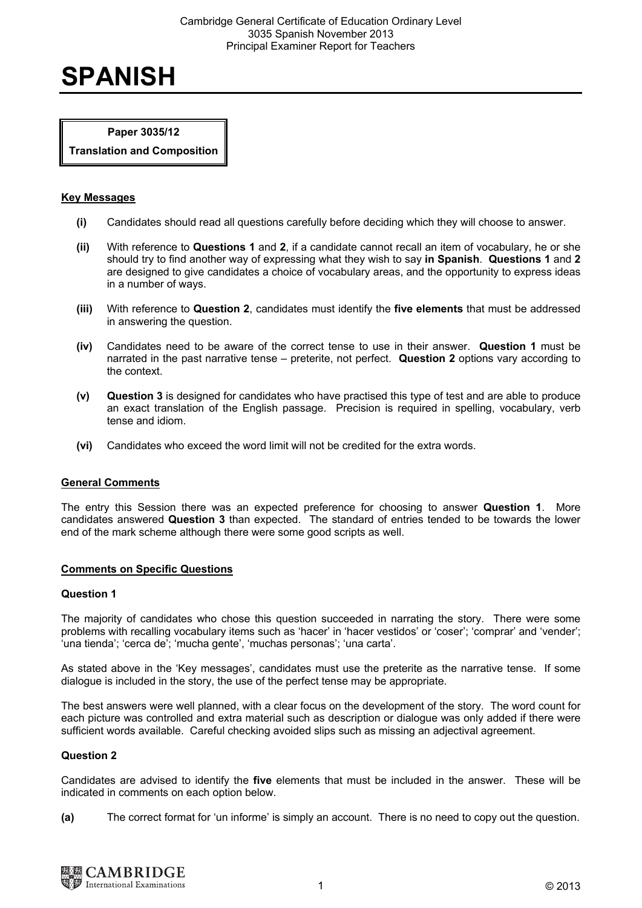# SPANISH

**Paper 3035/12**

**Translation and Composition**

## Key Messages

- **(i)** Candidates should read all questions carefully before deciding which they will choose to answer.
- **(ii)** With reference to **Questions 1** and **2**, if a candidate cannot recall an item of vocabulary, he or she should try to find another way of expressing what they wish to say **in Spanish**. **Questions 1** and **2** are designed to give candidates a choice of vocabulary areas, and the opportunity to express ideas in a number of ways.
- **(iii)** With reference to **Question 2**, candidates must identify the **five elements** that must be addressed in answering the question.
- **(iv)** Candidates need to be aware of the correct tense to use in their answer. **Question 1** must be narrated in the past narrative tense – preterite, not perfect. **Question 2** options vary according to the context.
- **(v)** **Question 3** is designed for candidates who have practised this type of test and are able to produce an exact translation of the English passage. Precision is required in spelling, vocabulary, verb tense and idiom.
- **(vi)** Candidates who exceed the word limit will not be credited for the extra words.

## General Comments

The entry this Session there was an expected preference for choosing to answer **Question 1**. More candidates answered **Question 3** than expected. The standard of entries tended to be towards the lower end of the mark scheme although there were some good scripts as well.

## Comments on Specific Questions

### Question 1

The majority of candidates who chose this question succeeded in narrating the story. There were some problems with recalling vocabulary items such as 'hacer' in 'hacer vestidos' or 'coser'; 'comprar' and 'vender'; 'una tienda'; 'cerca de'; 'mucha gente', 'muchas personas'; 'una carta'.

As stated above in the 'Key messages', candidates must use the preterite as the narrative tense. If some dialogue is included in the story, the use of the perfect tense may be appropriate.

The best answers were well planned, with a clear focus on the development of the story. The word count for each picture was controlled and extra material such as description or dialogue was only added if there were sufficient words available. Careful checking avoided slips such as missing an adjectival agreement.

### Question 2

Candidates are advised to identify the **five** elements that must be included in the answer. These will be indicated in comments on each option below.

**(a)** The correct format for 'un informe' is simply an account. There is no need to copy out the question.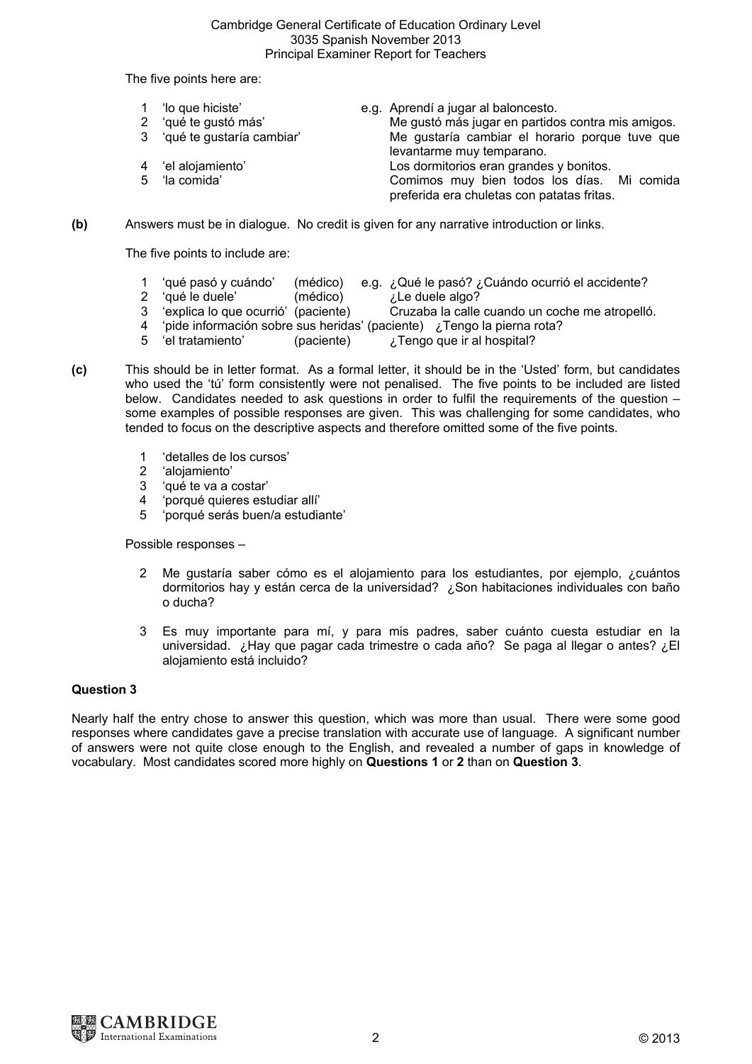The five points here are:

1 'lo que hiciste' e.g. Aprendí a jugar al baloncesto.
2 'qué te gustó más' Me gustó más jugar en partidos contra mis amigos.
3 'qué te gustaría cambiar' Me gustaría cambiar el horario porque tuve que levantarme muy temparano.
4 'el alojamiento' Los dormitorios eran grandes y bonitos.
5 'la comida' Comimos muy bien todos los días. Mi comida preferida era chuletas con patatas fritas.

**(b)** Answers must be in dialogue. No credit is given for any narrative introduction or links.

The five points to include are:

1 'qué pasó y cuándo' (médico) e.g. ¿Qué le pasó? ¿Cuándo ocurrió el accidente?
2 'qué le duele' (médico) ¿Le duele algo?
3 'explica lo que ocurrió' (paciente) Cruzaba la calle cuando un coche me atropelló.
4 'pide información sobre sus heridas' (paciente) ¿Tengo la pierna rota?
5 'el tratamiento' (paciente) ¿Tengo que ir al hospital?

**(c)** This should be in letter format. As a formal letter, it should be in the 'Usted' form, but candidates who used the 'tú' form consistently were not penalised. The five points to be included are listed below. Candidates needed to ask questions in order to fulfil the requirements of the question – some examples of possible responses are given. This was challenging for some candidates, who tended to focus on the descriptive aspects and therefore omitted some of the five points.

1 'detalles de los cursos'
2 'alojamiento'
3 'qué te va a costar'
4 'porqué quieres estudiar allí'
5 'porqué serás buen/a estudiante'

Possible responses –

2 Me gustaría saber cómo es el alojamiento para los estudiantes, por ejemplo, ¿cuántos dormitorios hay y están cerca de la universidad? ¿Son habitaciones individuales con baño o ducha?

3 Es muy importante para mí, y para mis padres, saber cuánto cuesta estudiar en la universidad. ¿Hay que pagar cada trimestre o cada año? Se paga al llegar o antes? ¿El alojamiento está incluido?

### Question 3

Nearly half the entry chose to answer this question, which was more than usual. There were some good responses where candidates gave a precise translation with accurate use of language. A significant number of answers were not quite close enough to the English, and revealed a number of gaps in knowledge of vocabulary. Most candidates scored more highly on **Questions 1** or **2** than on **Question 3**.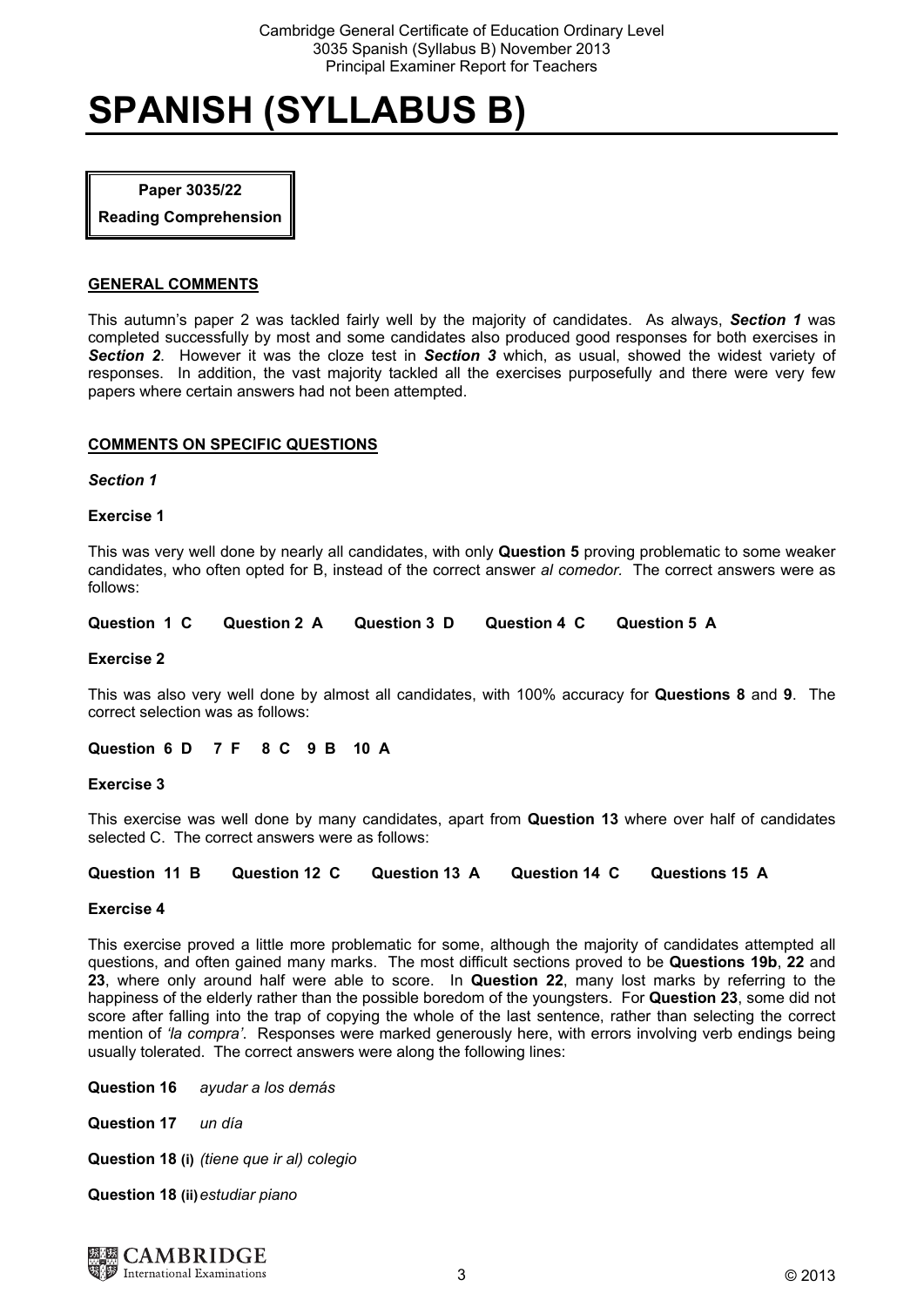# SPANISH (SYLLABUS B)

**Paper 3035/22**

**Reading Comprehension**

## GENERAL COMMENTS

This autumn's paper 2 was tackled fairly well by the majority of candidates. As always, ***Section 1*** was completed successfully by most and some candidates also produced good responses for both exercises in ***Section 2***. However it was the cloze test in ***Section 3*** which, as usual, showed the widest variety of responses. In addition, the vast majority tackled all the exercises purposefully and there were very few papers where certain answers had not been attempted.

## COMMENTS ON SPECIFIC QUESTIONS

*Section 1*

**Exercise 1**

This was very well done by nearly all candidates, with only **Question 5** proving problematic to some weaker candidates, who often opted for B, instead of the correct answer *al comedor.* The correct answers were as follows:

**Question 1 C  Question 2 A  Question 3 D  Question 4 C  Question 5 A**

**Exercise 2**

This was also very well done by almost all candidates, with 100% accuracy for **Questions 8** and **9**. The correct selection was as follows:

**Question 6 D  7 F  8 C  9 B  10 A**

**Exercise 3**

This exercise was well done by many candidates, apart from **Question 13** where over half of candidates selected C. The correct answers were as follows:

**Question 11 B  Question 12 C  Question 13 A  Question 14 C  Questions 15 A**

**Exercise 4**

This exercise proved a little more problematic for some, although the majority of candidates attempted all questions, and often gained many marks. The most difficult sections proved to be **Questions 19b**, **22** and **23**, where only around half were able to score. In **Question 22**, many lost marks by referring to the happiness of the elderly rather than the possible boredom of the youngsters. For **Question 23**, some did not score after falling into the trap of copying the whole of the last sentence, rather than selecting the correct mention of *'la compra'*. Responses were marked generously here, with errors involving verb endings being usually tolerated. The correct answers were along the following lines:

**Question 16** *ayudar a los demás*

**Question 17** *un día*

**Question 18 (i)** *(tiene que ir al) colegio*

**Question 18 (ii)** *estudiar piano*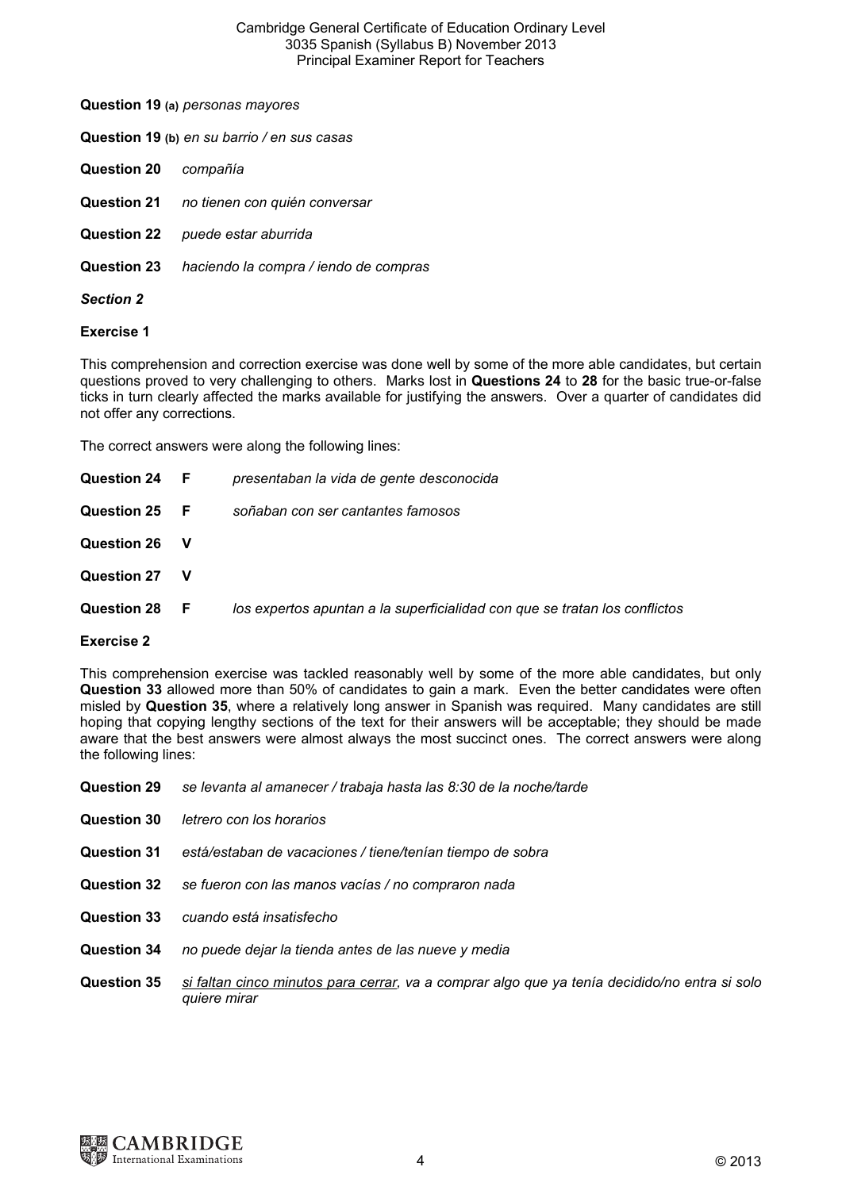**Question 19 (a)** *personas mayores*

**Question 19 (b)** *en su barrio / en sus casas*

**Question 20** *compañía*

**Question 21** *no tienen con quién conversar*

**Question 22** *puede estar aburrida*

**Question 23** *haciendo la compra / iendo de compras*

***Section 2***

**Exercise 1**

This comprehension and correction exercise was done well by some of the more able candidates, but certain questions proved to very challenging to others. Marks lost in **Questions 24** to **28** for the basic true-or-false ticks in turn clearly affected the marks available for justifying the answers. Over a quarter of candidates did not offer any corrections.

The correct answers were along the following lines:

**Question 24** **F** *presentaban la vida de gente desconocida*

**Question 25** **F** *soñaban con ser cantantes famosos*

**Question 26** **V**

**Question 27** **V**

**Question 28** **F** *los expertos apuntan a la superficialidad con que se tratan los conflictos*

**Exercise 2**

This comprehension exercise was tackled reasonably well by some of the more able candidates, but only **Question 33** allowed more than 50% of candidates to gain a mark. Even the better candidates were often misled by **Question 35**, where a relatively long answer in Spanish was required. Many candidates are still hoping that copying lengthy sections of the text for their answers will be acceptable; they should be made aware that the best answers were almost always the most succinct ones. The correct answers were along the following lines:

**Question 29** *se levanta al amanecer / trabaja hasta las 8:30 de la noche/tarde*

**Question 30** *letrero con los horarios*

**Question 31** *está/estaban de vacaciones / tiene/tenían tiempo de sobra*

**Question 32** *se fueron con las manos vacías / no compraron nada*

**Question 33** *cuando está insatisfecho*

**Question 34** *no puede dejar la tienda antes de las nueve y media*

**Question 35** *<u>si faltan cinco minutos para cerrar</u>, va a comprar algo que ya tenía decidido/no entra si solo quiere mirar*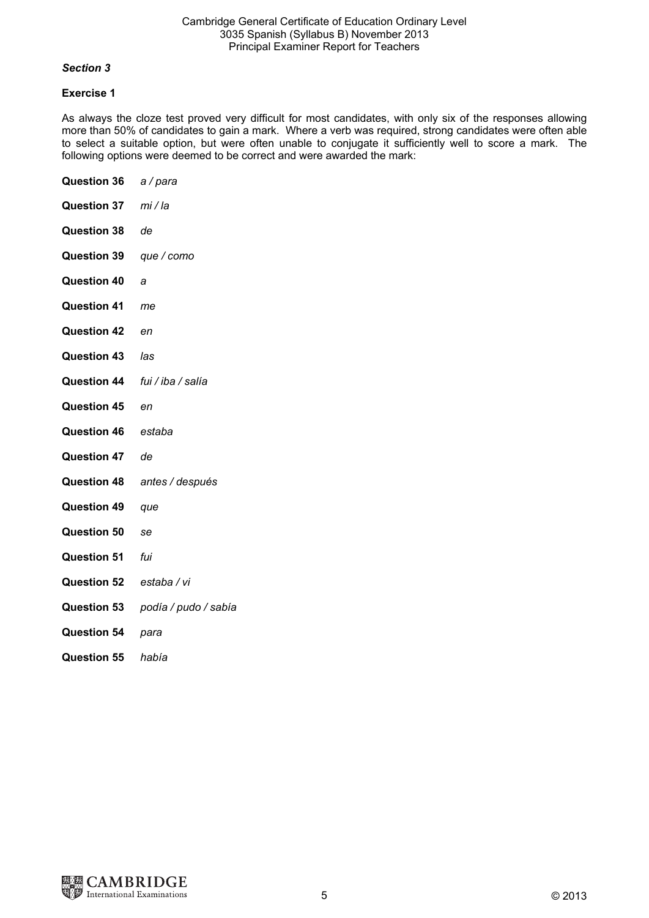*Section 3*

**Exercise 1**

As always the cloze test proved very difficult for most candidates, with only six of the responses allowing more than 50% of candidates to gain a mark. Where a verb was required, strong candidates were often able to select a suitable option, but were often unable to conjugate it sufficiently well to score a mark. The following options were deemed to be correct and were awarded the mark:

**Question 36** *a / para*

**Question 37** *mi / la*

**Question 38** *de*

**Question 39** *que / como*

**Question 40** *a*

**Question 41** *me*

**Question 42** *en*

**Question 43** *las*

**Question 44** *fui / iba / salía*

**Question 45** *en*

**Question 46** *estaba*

**Question 47** *de*

**Question 48** *antes / después*

**Question 49** *que*

**Question 50** *se*

**Question 51** *fui*

**Question 52** *estaba / vi*

**Question 53** *podía / pudo / sabía*

**Question 54** *para*

**Question 55** *había*